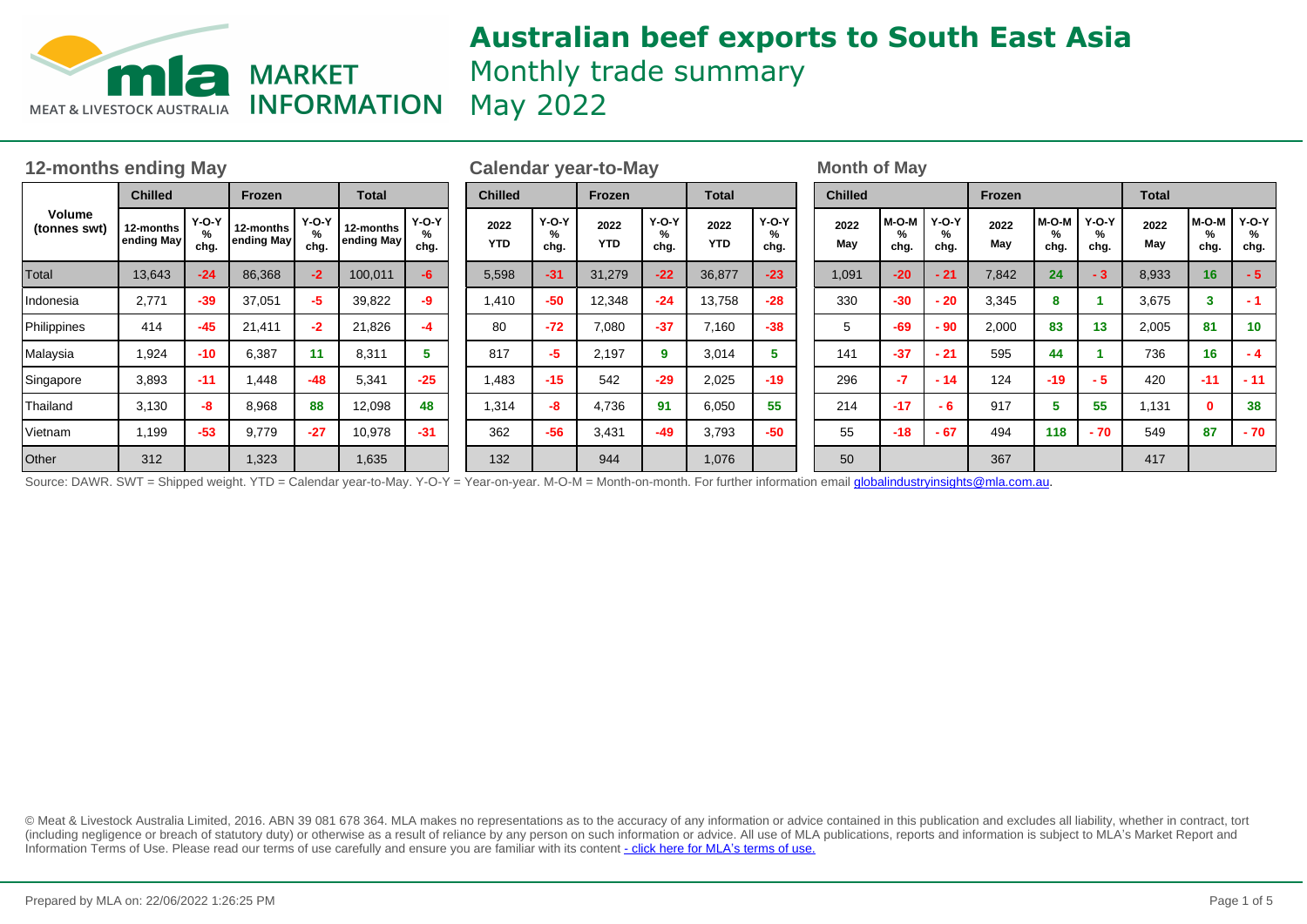# Australian beef exports to South East Asia

Monthly trade summary

May 2022

MEAT & LIVESTOCK AUSTRALIA — MLA MARKET INFORMATION

## 12-months ending May

| Volume (tonnes swt) | Chilled | | Frozen | | Total | |
|---|---|---|---|---|---|---|
| | 12-months ending May | Y-O-Y % chg. | 12-months ending May | Y-O-Y % chg. | 12-months ending May | Y-O-Y % chg. |
| Total | 13,643 | -24 | 86,368 | -2 | 100,011 | -6 |
| Indonesia | 2,771 | -39 | 37,051 | -5 | 39,822 | -9 |
| Philippines | 414 | -45 | 21,411 | -2 | 21,826 | -4 |
| Malaysia | 1,924 | -10 | 6,387 | 11 | 8,311 | 5 |
| Singapore | 3,893 | -11 | 1,448 | -48 | 5,341 | -25 |
| Thailand | 3,130 | -8 | 8,968 | 88 | 12,098 | 48 |
| Vietnam | 1,199 | -53 | 9,779 | -27 | 10,978 | -31 |
| Other | 312 | | 1,323 | | 1,635 | |

## Calendar year-to-May

| Volume (tonnes swt) | Chilled | | Frozen | | Total | |
|---|---|---|---|---|---|---|
| | 2022 YTD | Y-O-Y % chg. | 2022 YTD | Y-O-Y % chg. | 2022 YTD | Y-O-Y % chg. |
| Total | 5,598 | -31 | 31,279 | -22 | 36,877 | -23 |
| Indonesia | 1,410 | -50 | 12,348 | -24 | 13,758 | -28 |
| Philippines | 80 | -72 | 7,080 | -37 | 7,160 | -38 |
| Malaysia | 817 | -5 | 2,197 | 9 | 3,014 | 5 |
| Singapore | 1,483 | -15 | 542 | -29 | 2,025 | -19 |
| Thailand | 1,314 | -8 | 4,736 | 91 | 6,050 | 55 |
| Vietnam | 362 | -56 | 3,431 | -49 | 3,793 | -50 |
| Other | 132 | | 944 | | 1,076 | |

## Month of May

| Volume (tonnes swt) | Chilled | | | Frozen | | | Total | | |
|---|---|---|---|---|---|---|---|---|---|
| | 2022 May | M-O-M % chg. | Y-O-Y % chg. | 2022 May | M-O-M % chg. | Y-O-Y % chg. | 2022 May | M-O-M % chg. | Y-O-Y % chg. |
| Total | 1,091 | -20 | - 21 | 7,842 | 24 | - 3 | 8,933 | 16 | - 5 |
| Indonesia | 330 | -30 | - 20 | 3,345 | 8 | 1 | 3,675 | 3 | - 1 |
| Philippines | 5 | -69 | - 90 | 2,000 | 83 | 13 | 2,005 | 81 | 10 |
| Malaysia | 141 | -37 | - 21 | 595 | 44 | 1 | 736 | 16 | - 4 |
| Singapore | 296 | -7 | - 14 | 124 | -19 | - 5 | 420 | -11 | - 11 |
| Thailand | 214 | -17 | - 6 | 917 | 5 | 55 | 1,131 | 0 | 38 |
| Vietnam | 55 | -18 | - 67 | 494 | 118 | - 70 | 549 | 87 | - 70 |
| Other | 50 | | | 367 | | | 417 | | |

Source: DAWR. SWT = Shipped weight. YTD = Calendar year-to-May. Y-O-Y = Year-on-year. M-O-M = Month-on-month. For further information email globalindustryinsights@mla.com.au.

© Meat & Livestock Australia Limited, 2016. ABN 39 081 678 364. MLA makes no representations as to the accuracy of any information or advice contained in this publication and excludes all liability, whether in contract, tort (including negligence or breach of statutory duty) or otherwise as a result of reliance by any person on such information or advice. All use of MLA publications, reports and information is subject to MLA's Market Report and Information Terms of Use. Please read our terms of use carefully and ensure you are familiar with its content - click here for MLA's terms of use.

Prepared by MLA on: 22/06/2022 1:26:25 PM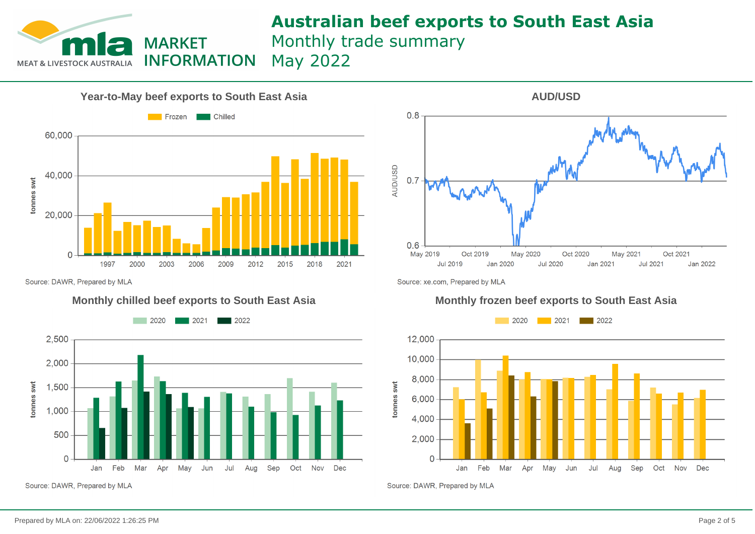# Australian beef exports to South East Asia

Monthly trade summary

May 2022

## Year-to-May beef exports to South East Asia

Frozen | Chilled

tonnes swt

Source: DAWR, Prepared by MLA

## AUD/USD

Source: xe.com, Prepared by MLA

## Monthly chilled beef exports to South East Asia

2020 | 2021 | 2022

tonnes swt

Source: DAWR, Prepared by MLA

## Monthly frozen beef exports to South East Asia

2020 | 2021 | 2022

tonnes swt

Source: DAWR, Prepared by MLA

Prepared by MLA on: 22/06/2022 1:26:25 PM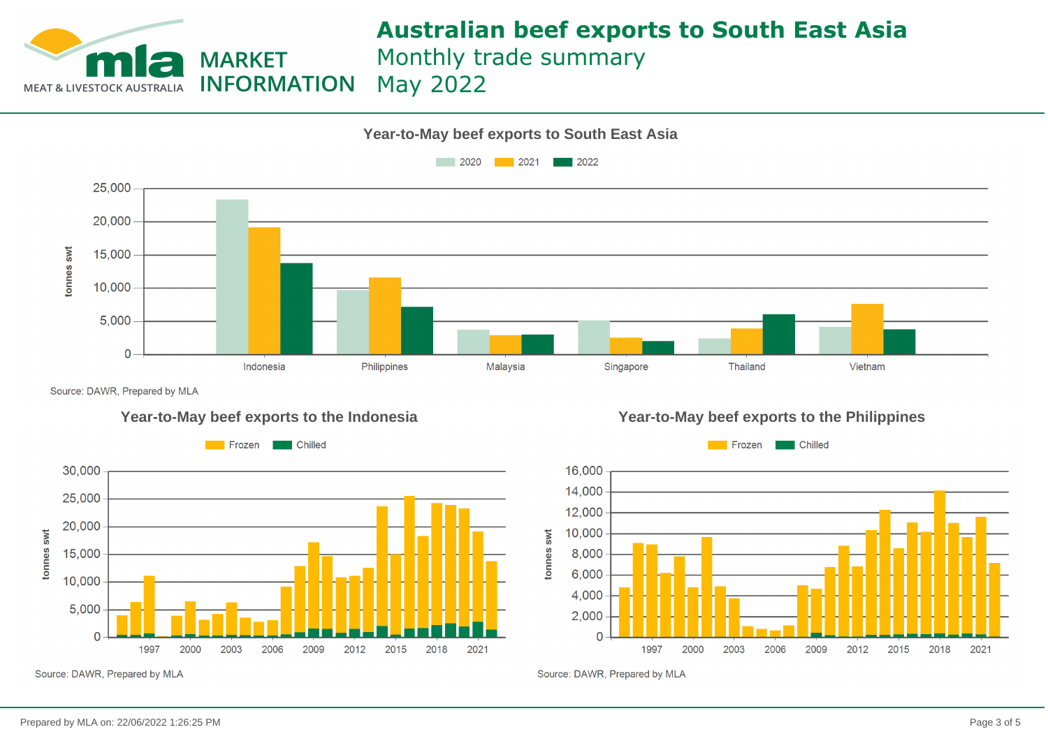# Australian beef exports to South East Asia

Monthly trade summary

May 2022

## Year-to-May beef exports to South East Asia

2020 | 2021 | 2022

tonnes swt

Indonesia, Philippines, Malaysia, Singapore, Thailand, Vietnam

Source: DAWR, Prepared by MLA

## Year-to-May beef exports to the Indonesia

Frozen | Chilled

tonnes swt

Source: DAWR, Prepared by MLA

## Year-to-May beef exports to the Philippines

Frozen | Chilled

tonnes swt

Source: DAWR, Prepared by MLA

Prepared by MLA on: 22/06/2022 1:26:25 PM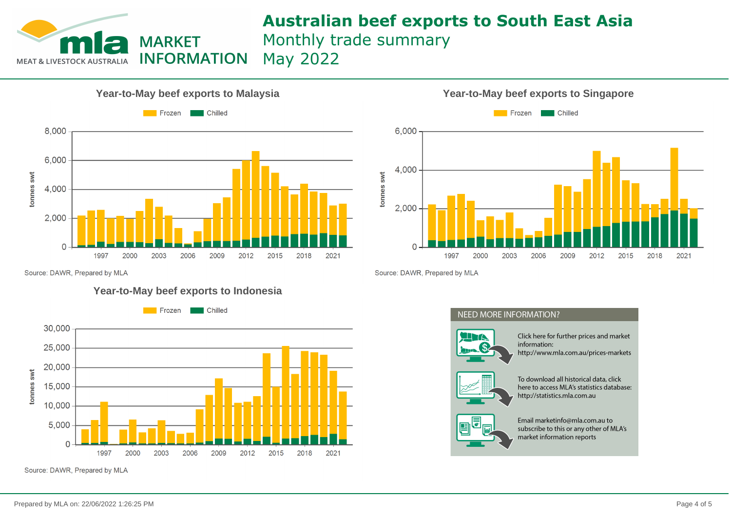# Australian beef exports to South East Asia

Monthly trade summary

May 2022

MEAT & LIVESTOCK AUSTRALIA — MARKET INFORMATION

## Year-to-May beef exports to Malaysia

Frozen | Chilled

tonnes swt

Source: DAWR, Prepared by MLA

## Year-to-May beef exports to Singapore

Frozen | Chilled

tonnes swt

Source: DAWR, Prepared by MLA

## Year-to-May beef exports to Indonesia

Frozen | Chilled

tonnes swt

Source: DAWR, Prepared by MLA

## NEED MORE INFORMATION?

Click here for further prices and market information: http://www.mla.com.au/prices-markets

To download all historical data, click here to access MLA's statistics database: http://statistics.mla.com.au

Email marketinfo@mla.com.au to subscribe to this or any other of MLA's market information reports

Prepared by MLA on: 22/06/2022 1:26:25 PM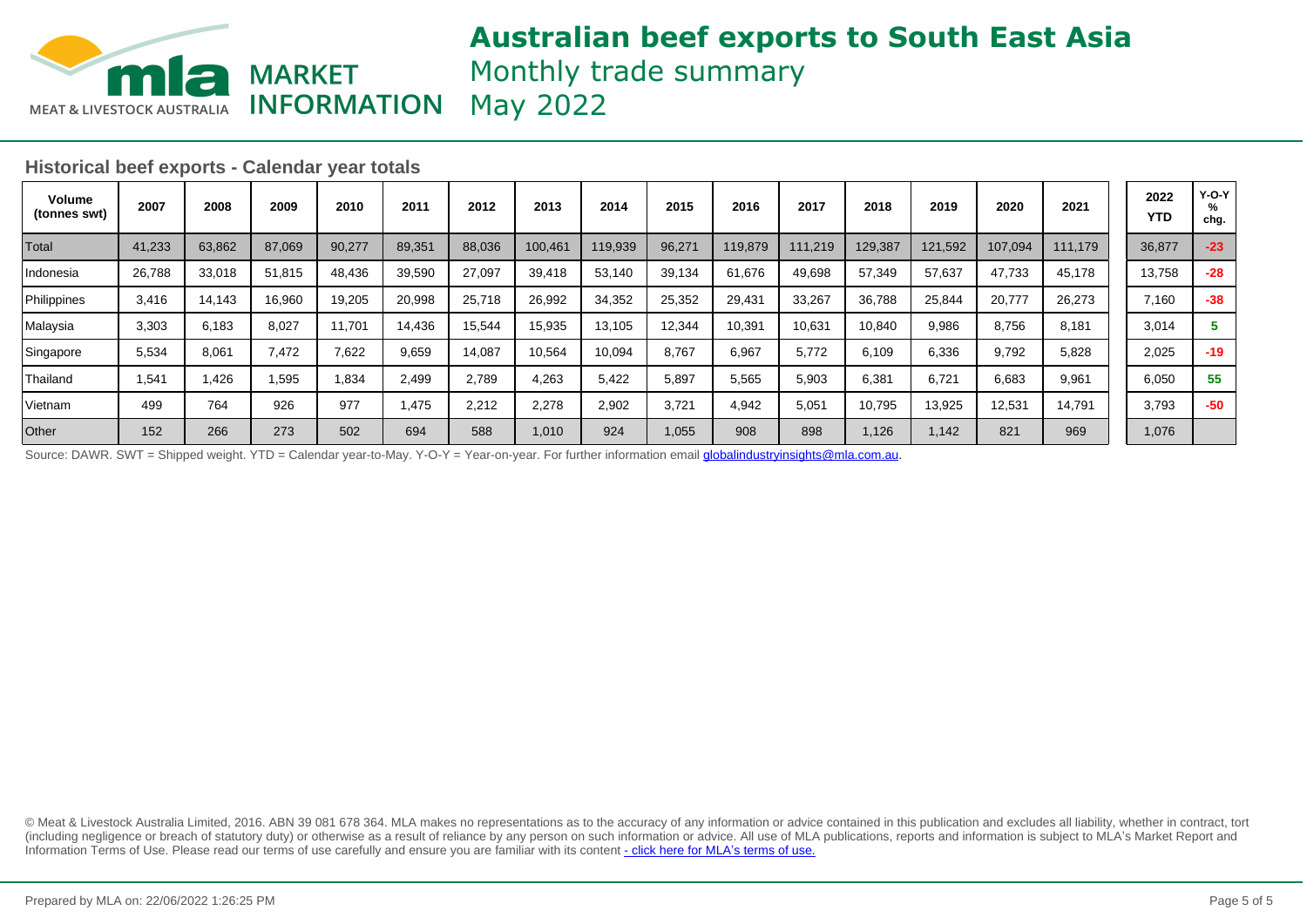# Australian beef exports to South East Asia

Monthly trade summary

May 2022

## Historical beef exports - Calendar year totals

| Volume (tonnes swt) | 2007 | 2008 | 2009 | 2010 | 2011 | 2012 | 2013 | 2014 | 2015 | 2016 | 2017 | 2018 | 2019 | 2020 | 2021 | 2022 YTD | Y-O-Y % chg. |
|---|---|---|---|---|---|---|---|---|---|---|---|---|---|---|---|---|---|
| Total | 41,233 | 63,862 | 87,069 | 90,277 | 89,351 | 88,036 | 100,461 | 119,939 | 96,271 | 119,879 | 111,219 | 129,387 | 121,592 | 107,094 | 111,179 | 36,877 | -23 |
| Indonesia | 26,788 | 33,018 | 51,815 | 48,436 | 39,590 | 27,097 | 39,418 | 53,140 | 39,134 | 61,676 | 49,698 | 57,349 | 57,637 | 47,733 | 45,178 | 13,758 | -28 |
| Philippines | 3,416 | 14,143 | 16,960 | 19,205 | 20,998 | 25,718 | 26,992 | 34,352 | 25,352 | 29,431 | 33,267 | 36,788 | 25,844 | 20,777 | 26,273 | 7,160 | -38 |
| Malaysia | 3,303 | 6,183 | 8,027 | 11,701 | 14,436 | 15,544 | 15,935 | 13,105 | 12,344 | 10,391 | 10,631 | 10,840 | 9,986 | 8,756 | 8,181 | 3,014 | 5 |
| Singapore | 5,534 | 8,061 | 7,472 | 7,622 | 9,659 | 14,087 | 10,564 | 10,094 | 8,767 | 6,967 | 5,772 | 6,109 | 6,336 | 9,792 | 5,828 | 2,025 | -19 |
| Thailand | 1,541 | 1,426 | 1,595 | 1,834 | 2,499 | 2,789 | 4,263 | 5,422 | 5,897 | 5,565 | 5,903 | 6,381 | 6,721 | 6,683 | 9,961 | 6,050 | 55 |
| Vietnam | 499 | 764 | 926 | 977 | 1,475 | 2,212 | 2,278 | 2,902 | 3,721 | 4,942 | 5,051 | 10,795 | 13,925 | 12,531 | 14,791 | 3,793 | -50 |
| Other | 152 | 266 | 273 | 502 | 694 | 588 | 1,010 | 924 | 1,055 | 908 | 898 | 1,126 | 1,142 | 821 | 969 | 1,076 | |

Source: DAWR. SWT = Shipped weight. YTD = Calendar year-to-May. Y-O-Y = Year-on-year. For further information email globalindustryinsights@mla.com.au.

© Meat & Livestock Australia Limited, 2016. ABN 39 081 678 364. MLA makes no representations as to the accuracy of any information or advice contained in this publication and excludes all liability, whether in contract, tort (including negligence or breach of statutory duty) or otherwise as a result of reliance by any person on such information or advice. All use of MLA publications, reports and information is subject to MLA's Market Report and Information Terms of Use. Please read our terms of use carefully and ensure you are familiar with its content - click here for MLA's terms of use.

Prepared by MLA on: 22/06/2022 1:26:25 PM